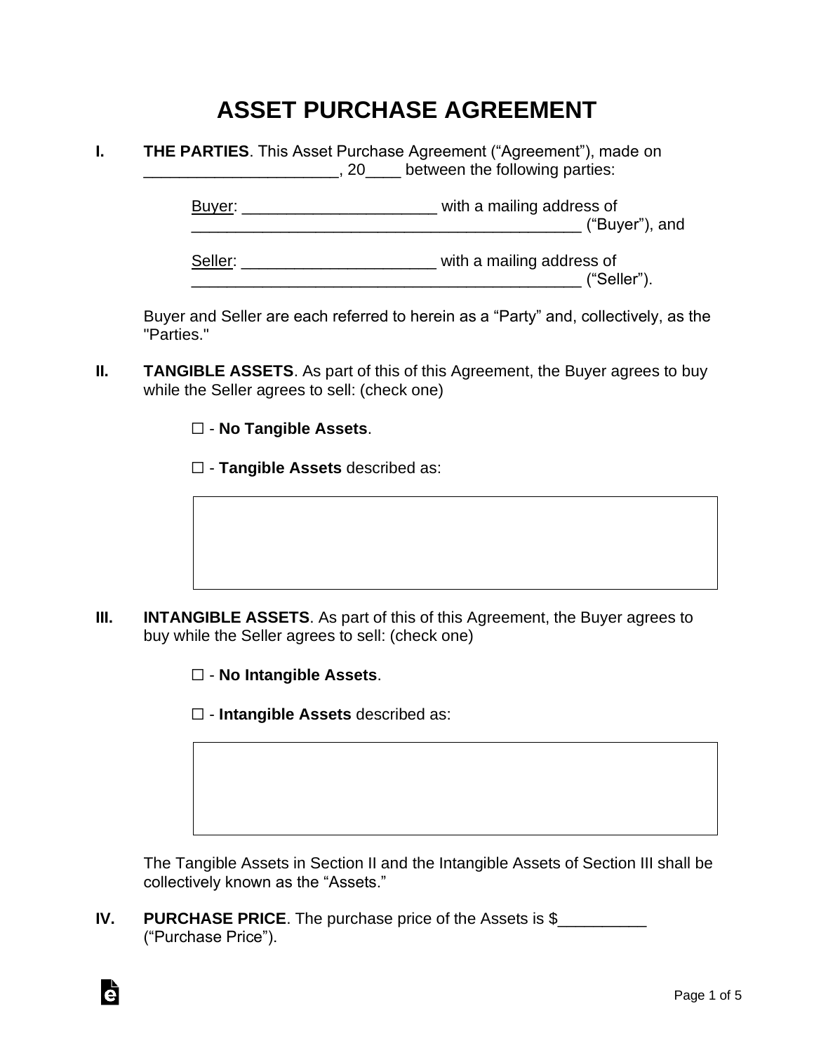# ASSET PURCHASE AGREEMENT

**I. THE PARTIES**. This Asset Purchase Agreement ("Agreement"), made on ______________________, 20____ between the following parties:

Buyer: ______________________ with a mailing address of ____________________________________________ ("Buyer"), and

Seller: ______________________ with a mailing address of ____________________________________________ ("Seller").

Buyer and Seller are each referred to herein as a "Party" and, collectively, as the "Parties."

**II. TANGIBLE ASSETS**. As part of this of this Agreement, the Buyer agrees to buy while the Seller agrees to sell: (check one)

☐ - **No Tangible Assets**.

☐ - **Tangible Assets** described as:

| |
|---|
| |

**III. INTANGIBLE ASSETS**. As part of this of this Agreement, the Buyer agrees to buy while the Seller agrees to sell: (check one)

☐ - **No Intangible Assets**.

☐ - **Intangible Assets** described as:

| |
|---|
| |

The Tangible Assets in Section II and the Intangible Assets of Section III shall be collectively known as the "Assets."

**IV. PURCHASE PRICE**. The purchase price of the Assets is $__________ ("Purchase Price").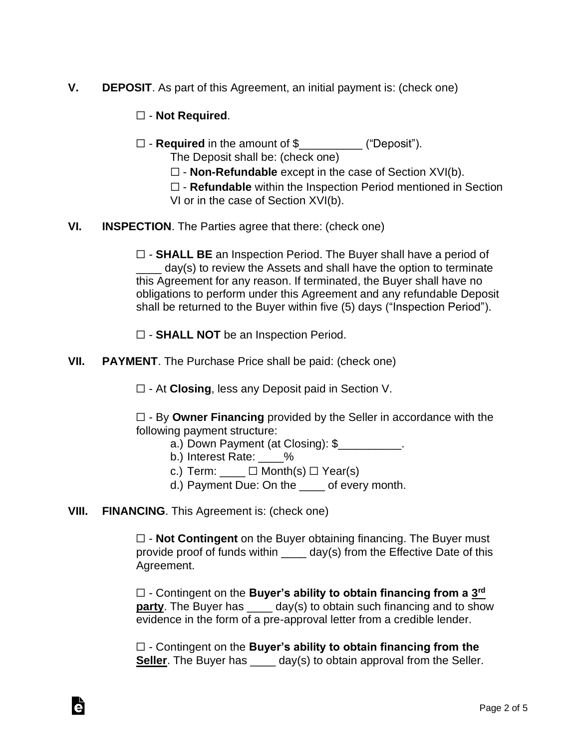**V. DEPOSIT**. As part of this Agreement, an initial payment is: (check one)

☐ - **Not Required**.

☐ - **Required** in the amount of $__________ ("Deposit").
The Deposit shall be: (check one)
☐ - **Non-Refundable** except in the case of Section XVI(b).
☐ - **Refundable** within the Inspection Period mentioned in Section VI or in the case of Section XVI(b).

**VI. INSPECTION**. The Parties agree that there: (check one)

☐ - **SHALL BE** an Inspection Period. The Buyer shall have a period of ____ day(s) to review the Assets and shall have the option to terminate this Agreement for any reason. If terminated, the Buyer shall have no obligations to perform under this Agreement and any refundable Deposit shall be returned to the Buyer within five (5) days ("Inspection Period").

☐ - **SHALL NOT** be an Inspection Period.

**VII. PAYMENT**. The Purchase Price shall be paid: (check one)

☐ - At **Closing**, less any Deposit paid in Section V.

☐ - By **Owner Financing** provided by the Seller in accordance with the following payment structure:
a.) Down Payment (at Closing): $__________.
b.) Interest Rate: ____%
c.) Term: ____ ☐ Month(s) ☐ Year(s)
d.) Payment Due: On the ____ of every month.

**VIII. FINANCING**. This Agreement is: (check one)

☐ - **Not Contingent** on the Buyer obtaining financing. The Buyer must provide proof of funds within ____ day(s) from the Effective Date of this Agreement.

☐ - Contingent on the **Buyer's ability to obtain financing from a 3rd party**. The Buyer has ____ day(s) to obtain such financing and to show evidence in the form of a pre-approval letter from a credible lender.

☐ - Contingent on the **Buyer's ability to obtain financing from the Seller**. The Buyer has ____ day(s) to obtain approval from the Seller.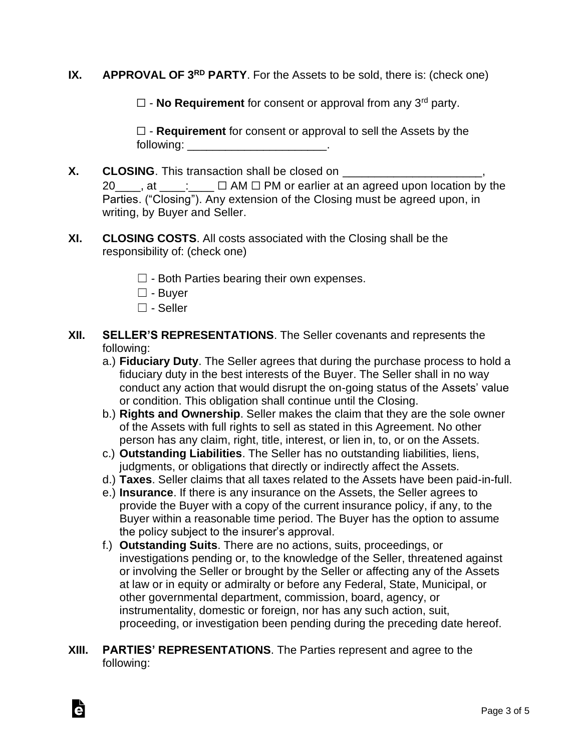**IX. APPROVAL OF 3RD PARTY**. For the Assets to be sold, there is: (check one)

☐ - **No Requirement** for consent or approval from any 3rd party.

☐ - **Requirement** for consent or approval to sell the Assets by the following: ______________________.

**X. CLOSING**. This transaction shall be closed on ______________________, 20____, at ____:____ ☐ AM ☐ PM or earlier at an agreed upon location by the Parties. ("Closing"). Any extension of the Closing must be agreed upon, in writing, by Buyer and Seller.

**XI. CLOSING COSTS**. All costs associated with the Closing shall be the responsibility of: (check one)

☐ - Both Parties bearing their own expenses.
☐ - Buyer
☐ - Seller

**XII. SELLER'S REPRESENTATIONS**. The Seller covenants and represents the following:

a.) **Fiduciary Duty**. The Seller agrees that during the purchase process to hold a fiduciary duty in the best interests of the Buyer. The Seller shall in no way conduct any action that would disrupt the on-going status of the Assets' value or condition. This obligation shall continue until the Closing.

b.) **Rights and Ownership**. Seller makes the claim that they are the sole owner of the Assets with full rights to sell as stated in this Agreement. No other person has any claim, right, title, interest, or lien in, to, or on the Assets.

c.) **Outstanding Liabilities**. The Seller has no outstanding liabilities, liens, judgments, or obligations that directly or indirectly affect the Assets.

d.) **Taxes**. Seller claims that all taxes related to the Assets have been paid-in-full.

e.) **Insurance**. If there is any insurance on the Assets, the Seller agrees to provide the Buyer with a copy of the current insurance policy, if any, to the Buyer within a reasonable time period. The Buyer has the option to assume the policy subject to the insurer's approval.

f.) **Outstanding Suits**. There are no actions, suits, proceedings, or investigations pending or, to the knowledge of the Seller, threatened against or involving the Seller or brought by the Seller or affecting any of the Assets at law or in equity or admiralty or before any Federal, State, Municipal, or other governmental department, commission, board, agency, or instrumentality, domestic or foreign, nor has any such action, suit, proceeding, or investigation been pending during the preceding date hereof.

**XIII. PARTIES' REPRESENTATIONS**. The Parties represent and agree to the following: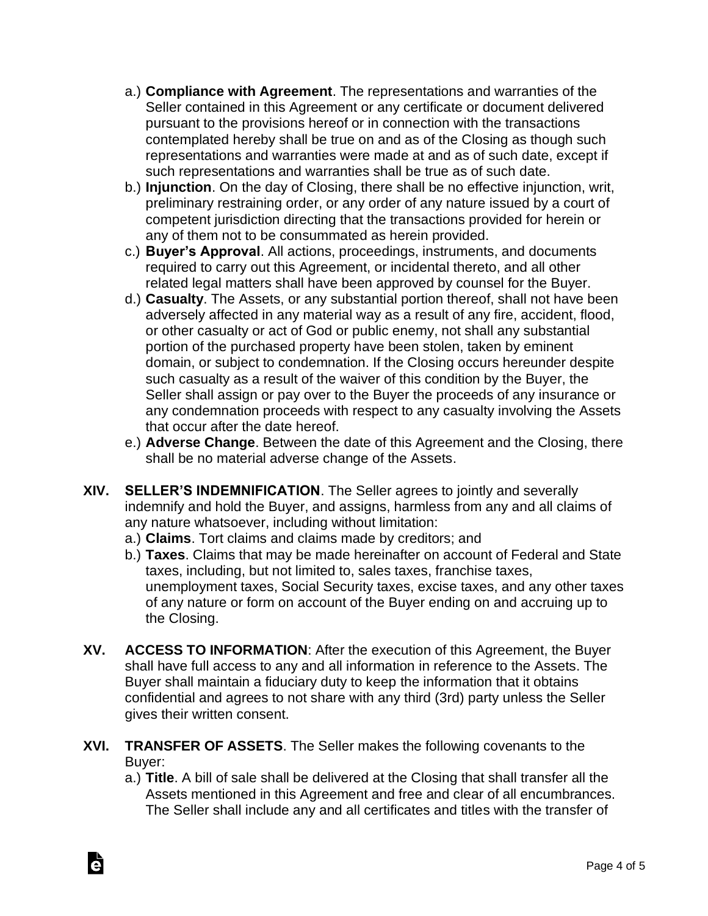a.) **Compliance with Agreement**. The representations and warranties of the Seller contained in this Agreement or any certificate or document delivered pursuant to the provisions hereof or in connection with the transactions contemplated hereby shall be true on and as of the Closing as though such representations and warranties were made at and as of such date, except if such representations and warranties shall be true as of such date.

b.) **Injunction**. On the day of Closing, there shall be no effective injunction, writ, preliminary restraining order, or any order of any nature issued by a court of competent jurisdiction directing that the transactions provided for herein or any of them not to be consummated as herein provided.

c.) **Buyer's Approval**. All actions, proceedings, instruments, and documents required to carry out this Agreement, or incidental thereto, and all other related legal matters shall have been approved by counsel for the Buyer.

d.) **Casualty**. The Assets, or any substantial portion thereof, shall not have been adversely affected in any material way as a result of any fire, accident, flood, or other casualty or act of God or public enemy, not shall any substantial portion of the purchased property have been stolen, taken by eminent domain, or subject to condemnation. If the Closing occurs hereunder despite such casualty as a result of the waiver of this condition by the Buyer, the Seller shall assign or pay over to the Buyer the proceeds of any insurance or any condemnation proceeds with respect to any casualty involving the Assets that occur after the date hereof.

e.) **Adverse Change**. Between the date of this Agreement and the Closing, there shall be no material adverse change of the Assets.

**XIV. SELLER'S INDEMNIFICATION**. The Seller agrees to jointly and severally indemnify and hold the Buyer, and assigns, harmless from any and all claims of any nature whatsoever, including without limitation:

a.) **Claims**. Tort claims and claims made by creditors; and

b.) **Taxes**. Claims that may be made hereinafter on account of Federal and State taxes, including, but not limited to, sales taxes, franchise taxes, unemployment taxes, Social Security taxes, excise taxes, and any other taxes of any nature or form on account of the Buyer ending on and accruing up to the Closing.

**XV. ACCESS TO INFORMATION**: After the execution of this Agreement, the Buyer shall have full access to any and all information in reference to the Assets. The Buyer shall maintain a fiduciary duty to keep the information that it obtains confidential and agrees to not share with any third (3rd) party unless the Seller gives their written consent.

**XVI. TRANSFER OF ASSETS**. The Seller makes the following covenants to the Buyer:

a.) **Title**. A bill of sale shall be delivered at the Closing that shall transfer all the Assets mentioned in this Agreement and free and clear of all encumbrances. The Seller shall include any and all certificates and titles with the transfer of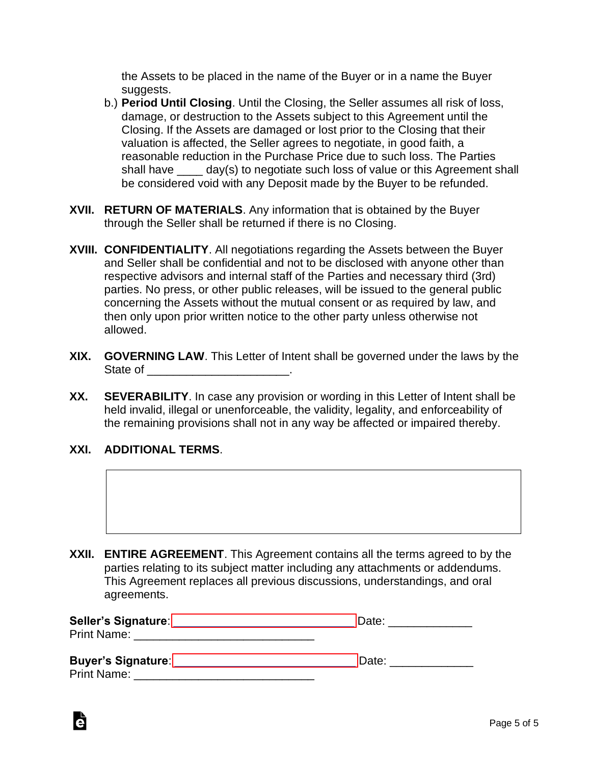the Assets to be placed in the name of the Buyer or in a name the Buyer suggests.

b.) **Period Until Closing**. Until the Closing, the Seller assumes all risk of loss, damage, or destruction to the Assets subject to this Agreement until the Closing. If the Assets are damaged or lost prior to the Closing that their valuation is affected, the Seller agrees to negotiate, in good faith, a reasonable reduction in the Purchase Price due to such loss. The Parties shall have ____ day(s) to negotiate such loss of value or this Agreement shall be considered void with any Deposit made by the Buyer to be refunded.

**XVII. RETURN OF MATERIALS**. Any information that is obtained by the Buyer through the Seller shall be returned if there is no Closing.

**XVIII. CONFIDENTIALITY**. All negotiations regarding the Assets between the Buyer and Seller shall be confidential and not to be disclosed with anyone other than respective advisors and internal staff of the Parties and necessary third (3rd) parties. No press, or other public releases, will be issued to the general public concerning the Assets without the mutual consent or as required by law, and then only upon prior written notice to the other party unless otherwise not allowed.

**XIX. GOVERNING LAW**. This Letter of Intent shall be governed under the laws by the State of ______________________.

**XX. SEVERABILITY**. In case any provision or wording in this Letter of Intent shall be held invalid, illegal or unenforceable, the validity, legality, and enforceability of the remaining provisions shall not in any way be affected or impaired thereby.

**XXI. ADDITIONAL TERMS**.

**XXII. ENTIRE AGREEMENT**. This Agreement contains all the terms agreed to by the parties relating to its subject matter including any attachments or addendums. This Agreement replaces all previous discussions, understandings, and oral agreements.

**Seller's Signature**: ____________________________ Date: _____________
Print Name: ____________________________

**Buyer's Signature**: ____________________________ Date: _____________
Print Name: ____________________________